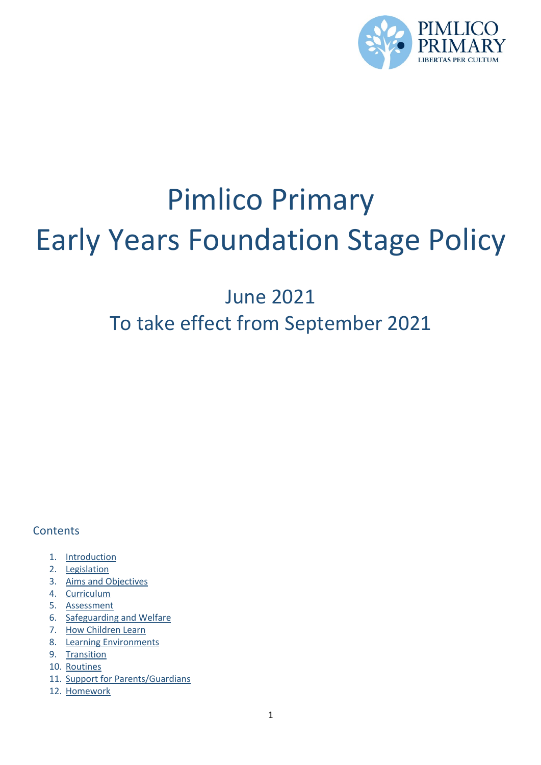# Pimlico Primary
# Early Years Foundation Stage Policy

## June 2021
## To take effect from September 2021

### Contents

1. Introduction
2. Legislation
3. Aims and Objectives
4. Curriculum
5. Assessment
6. Safeguarding and Welfare
7. How Children Learn
8. Learning Environments
9. Transition
10. Routines
11. Support for Parents/Guardians
12. Homework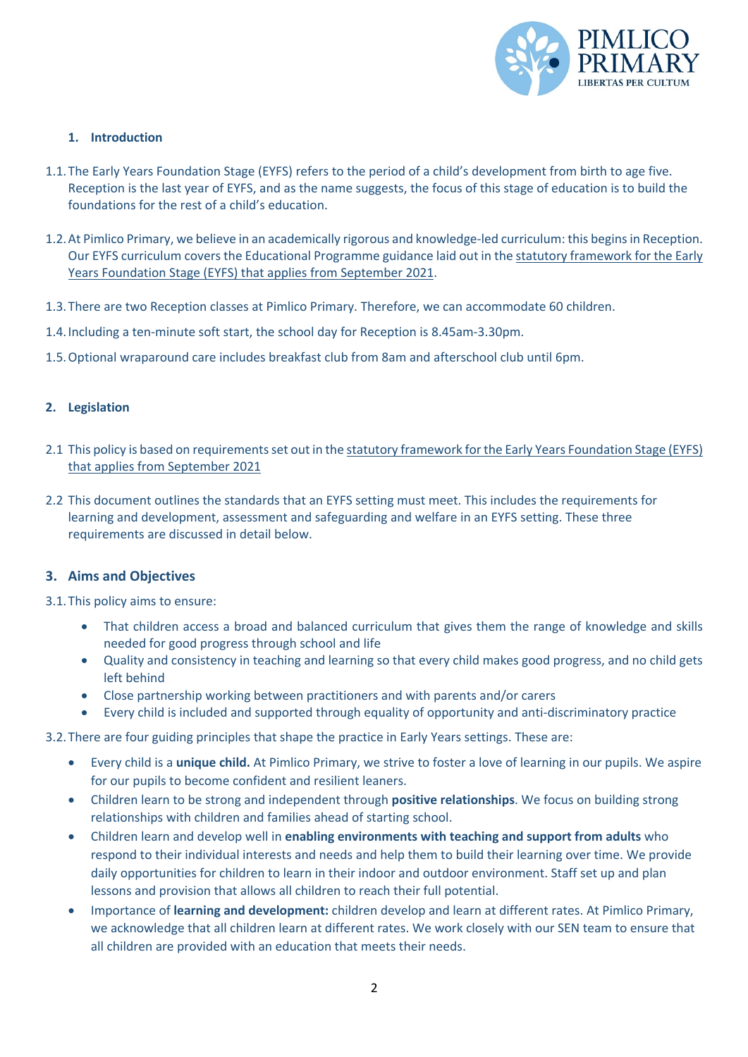## 1. Introduction

1.1. The Early Years Foundation Stage (EYFS) refers to the period of a child's development from birth to age five. Reception is the last year of EYFS, and as the name suggests, the focus of this stage of education is to build the foundations for the rest of a child's education.

1.2. At Pimlico Primary, we believe in an academically rigorous and knowledge-led curriculum: this begins in Reception. Our EYFS curriculum covers the Educational Programme guidance laid out in the statutory framework for the Early Years Foundation Stage (EYFS) that applies from September 2021.

1.3. There are two Reception classes at Pimlico Primary. Therefore, we can accommodate 60 children.

1.4. Including a ten-minute soft start, the school day for Reception is 8.45am-3.30pm.

1.5. Optional wraparound care includes breakfast club from 8am and afterschool club until 6pm.

## 2. Legislation

2.1 This policy is based on requirements set out in the statutory framework for the Early Years Foundation Stage (EYFS) that applies from September 2021

2.2 This document outlines the standards that an EYFS setting must meet. This includes the requirements for learning and development, assessment and safeguarding and welfare in an EYFS setting. These three requirements are discussed in detail below.

## 3. Aims and Objectives

3.1. This policy aims to ensure:

- That children access a broad and balanced curriculum that gives them the range of knowledge and skills needed for good progress through school and life
- Quality and consistency in teaching and learning so that every child makes good progress, and no child gets left behind
- Close partnership working between practitioners and with parents and/or carers
- Every child is included and supported through equality of opportunity and anti-discriminatory practice

3.2. There are four guiding principles that shape the practice in Early Years settings. These are:

- Every child is a **unique child.** At Pimlico Primary, we strive to foster a love of learning in our pupils. We aspire for our pupils to become confident and resilient leaners.
- Children learn to be strong and independent through **positive relationships**. We focus on building strong relationships with children and families ahead of starting school.
- Children learn and develop well in **enabling environments with teaching and support from adults** who respond to their individual interests and needs and help them to build their learning over time. We provide daily opportunities for children to learn in their indoor and outdoor environment. Staff set up and plan lessons and provision that allows all children to reach their full potential.
- Importance of **learning and development:** children develop and learn at different rates. At Pimlico Primary, we acknowledge that all children learn at different rates. We work closely with our SEN team to ensure that all children are provided with an education that meets their needs.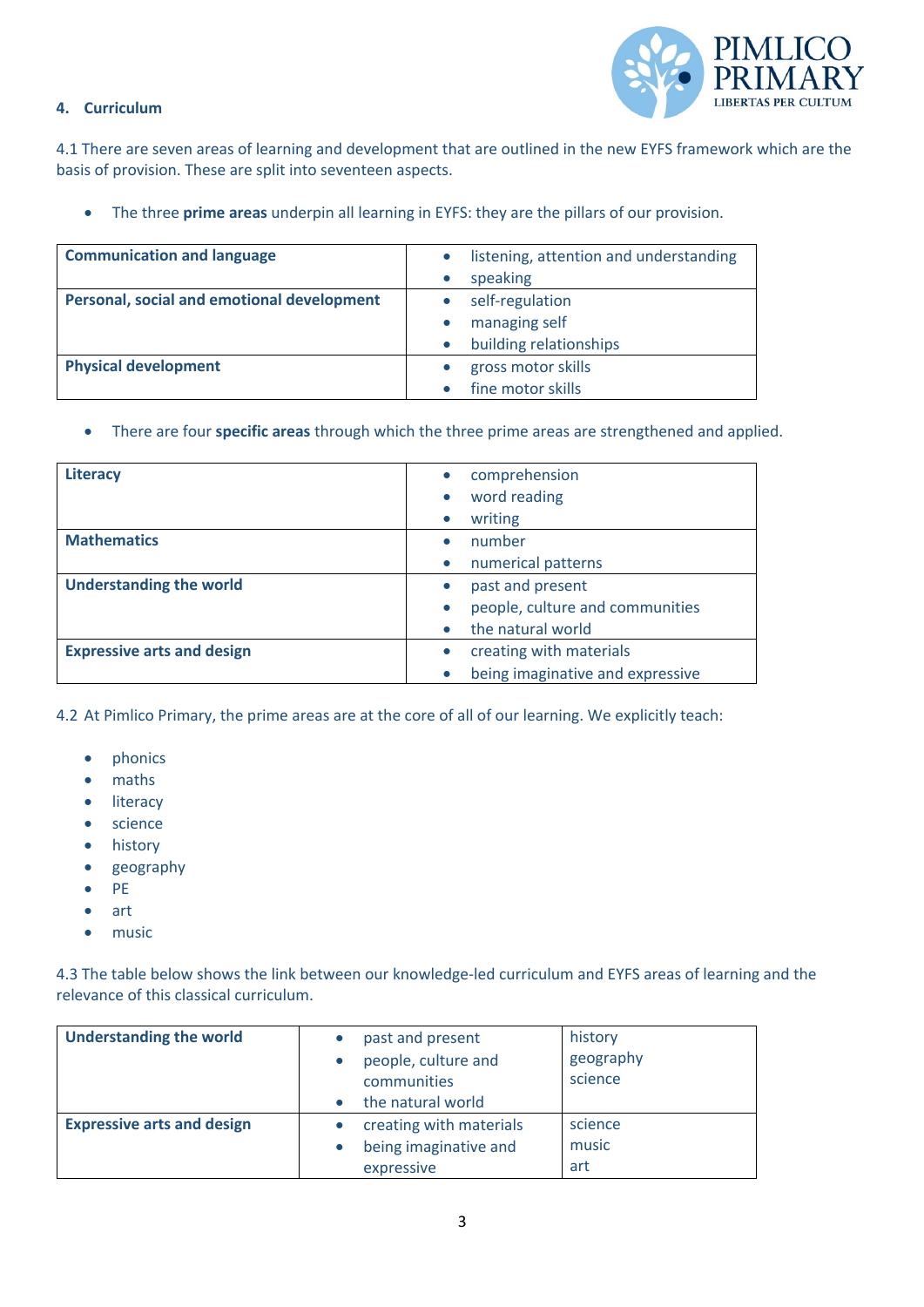#### 4. Curriculum

4.1 There are seven areas of learning and development that are outlined in the new EYFS framework which are the basis of provision. These are split into seventeen aspects.

- The three **prime areas** underpin all learning in EYFS: they are the pillars of our provision.

| | |
|---|---|
| **Communication and language** | • listening, attention and understanding<br>• speaking |
| **Personal, social and emotional development** | • self-regulation<br>• managing self<br>• building relationships |
| **Physical development** | • gross motor skills<br>• fine motor skills |

- There are four **specific areas** through which the three prime areas are strengthened and applied.

| | |
|---|---|
| **Literacy** | • comprehension<br>• word reading<br>• writing |
| **Mathematics** | • number<br>• numerical patterns |
| **Understanding the world** | • past and present<br>• people, culture and communities<br>• the natural world |
| **Expressive arts and design** | • creating with materials<br>• being imaginative and expressive |

4.2 At Pimlico Primary, the prime areas are at the core of all of our learning. We explicitly teach:

- phonics
- maths
- literacy
- science
- history
- geography
- PE
- art
- music

4.3 The table below shows the link between our knowledge-led curriculum and EYFS areas of learning and the relevance of this classical curriculum.

| | | |
|---|---|---|
| **Understanding the world** | • past and present<br>• people, culture and communities<br>• the natural world | history<br>geography<br>science |
| **Expressive arts and design** | • creating with materials<br>• being imaginative and expressive | science<br>music<br>art |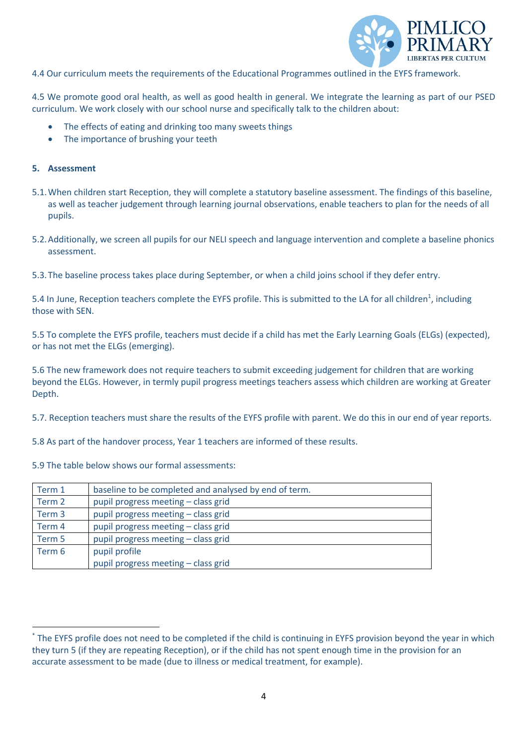4.4 Our curriculum meets the requirements of the Educational Programmes outlined in the EYFS framework.

4.5 We promote good oral health, as well as good health in general. We integrate the learning as part of our PSED curriculum. We work closely with our school nurse and specifically talk to the children about:

- The effects of eating and drinking too many sweets things
- The importance of brushing your teeth

## 5. Assessment

5.1. When children start Reception, they will complete a statutory baseline assessment. The findings of this baseline, as well as teacher judgement through learning journal observations, enable teachers to plan for the needs of all pupils.

5.2. Additionally, we screen all pupils for our NELI speech and language intervention and complete a baseline phonics assessment.

5.3. The baseline process takes place during September, or when a child joins school if they defer entry.

5.4 In June, Reception teachers complete the EYFS profile. This is submitted to the LA for all children[1], including those with SEN.

5.5 To complete the EYFS profile, teachers must decide if a child has met the Early Learning Goals (ELGs) (expected), or has not met the ELGs (emerging).

5.6 The new framework does not require teachers to submit exceeding judgement for children that are working beyond the ELGs. However, in termly pupil progress meetings teachers assess which children are working at Greater Depth.

5.7. Reception teachers must share the results of the EYFS profile with parent. We do this in our end of year reports.

5.8 As part of the handover process, Year 1 teachers are informed of these results.

5.9 The table below shows our formal assessments:

| | |
|---|---|
| Term 1 | baseline to be completed and analysed by end of term. |
| Term 2 | pupil progress meeting – class grid |
| Term 3 | pupil progress meeting – class grid |
| Term 4 | pupil progress meeting – class grid |
| Term 5 | pupil progress meeting – class grid |
| Term 6 | pupil profile<br>pupil progress meeting – class grid |

[1] The EYFS profile does not need to be completed if the child is continuing in EYFS provision beyond the year in which they turn 5 (if they are repeating Reception), or if the child has not spent enough time in the provision for an accurate assessment to be made (due to illness or medical treatment, for example).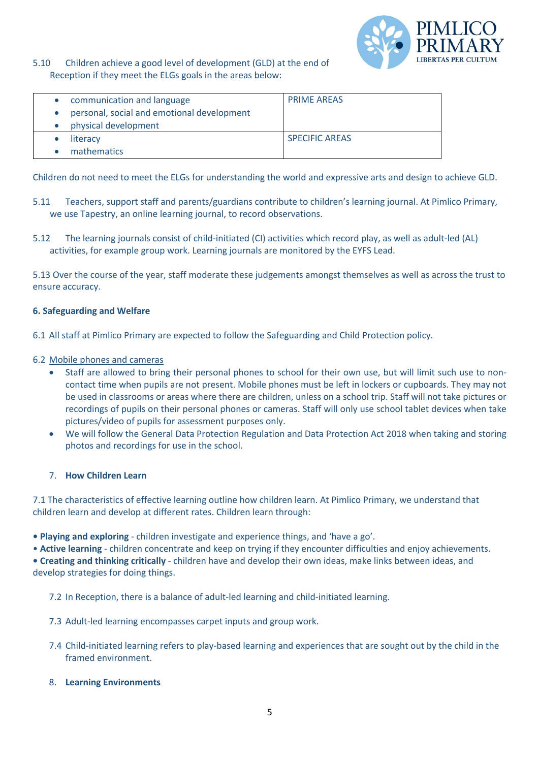5.10 Children achieve a good level of development (GLD) at the end of Reception if they meet the ELGs goals in the areas below:

| | |
|---|---|
| • communication and language<br>• personal, social and emotional development<br>• physical development | PRIME AREAS |
| • literacy<br>• mathematics | SPECIFIC AREAS |

Children do not need to meet the ELGs for understanding the world and expressive arts and design to achieve GLD.

5.11 Teachers, support staff and parents/guardians contribute to children's learning journal. At Pimlico Primary, we use Tapestry, an online learning journal, to record observations.

5.12 The learning journals consist of child-initiated (CI) activities which record play, as well as adult-led (AL) activities, for example group work. Learning journals are monitored by the EYFS Lead.

5.13 Over the course of the year, staff moderate these judgements amongst themselves as well as across the trust to ensure accuracy.

## 6. Safeguarding and Welfare

6.1 All staff at Pimlico Primary are expected to follow the Safeguarding and Child Protection policy.

6.2 Mobile phones and cameras

- Staff are allowed to bring their personal phones to school for their own use, but will limit such use to non-contact time when pupils are not present. Mobile phones must be left in lockers or cupboards. They may not be used in classrooms or areas where there are children, unless on a school trip. Staff will not take pictures or recordings of pupils on their personal phones or cameras. Staff will only use school tablet devices when take pictures/video of pupils for assessment purposes only.
- We will follow the General Data Protection Regulation and Data Protection Act 2018 when taking and storing photos and recordings for use in the school.

## 7. How Children Learn

7.1 The characteristics of effective learning outline how children learn. At Pimlico Primary, we understand that children learn and develop at different rates. Children learn through:

- **Playing and exploring** - children investigate and experience things, and 'have a go'.
- **Active learning** - children concentrate and keep on trying if they encounter difficulties and enjoy achievements.
- **Creating and thinking critically** - children have and develop their own ideas, make links between ideas, and develop strategies for doing things.

7.2 In Reception, there is a balance of adult-led learning and child-initiated learning.

7.3 Adult-led learning encompasses carpet inputs and group work.

7.4 Child-initiated learning refers to play-based learning and experiences that are sought out by the child in the framed environment.

## 8. Learning Environments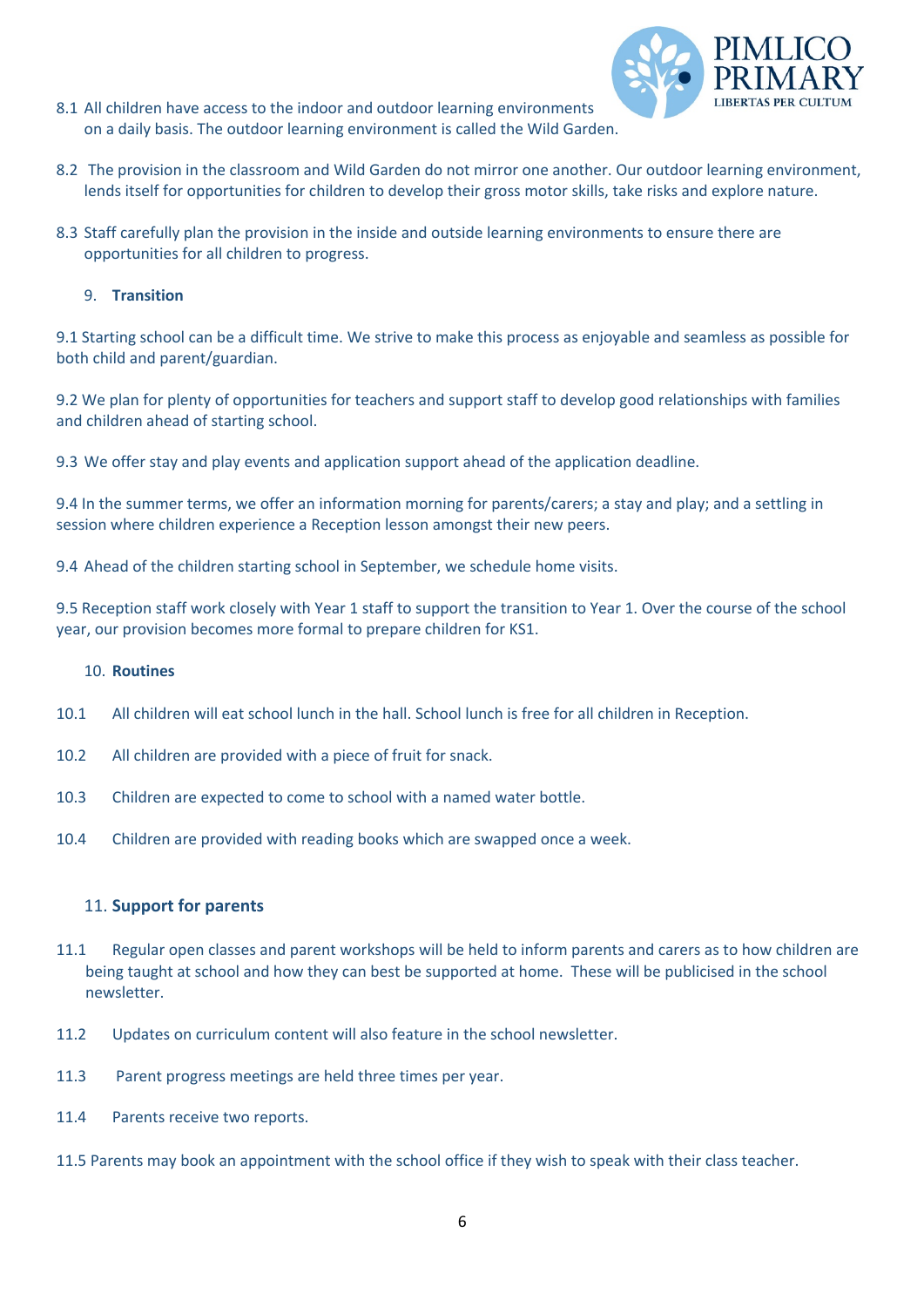8.1 All children have access to the indoor and outdoor learning environments on a daily basis. The outdoor learning environment is called the Wild Garden.

8.2 The provision in the classroom and Wild Garden do not mirror one another. Our outdoor learning environment, lends itself for opportunities for children to develop their gross motor skills, take risks and explore nature.

8.3 Staff carefully plan the provision in the inside and outside learning environments to ensure there are opportunities for all children to progress.

## 9. Transition

9.1 Starting school can be a difficult time. We strive to make this process as enjoyable and seamless as possible for both child and parent/guardian.

9.2 We plan for plenty of opportunities for teachers and support staff to develop good relationships with families and children ahead of starting school.

9.3 We offer stay and play events and application support ahead of the application deadline.

9.4 In the summer terms, we offer an information morning for parents/carers; a stay and play; and a settling in session where children experience a Reception lesson amongst their new peers.

9.4 Ahead of the children starting school in September, we schedule home visits.

9.5 Reception staff work closely with Year 1 staff to support the transition to Year 1. Over the course of the school year, our provision becomes more formal to prepare children for KS1.

## 10. Routines

10.1 All children will eat school lunch in the hall. School lunch is free for all children in Reception.

10.2 All children are provided with a piece of fruit for snack.

10.3 Children are expected to come to school with a named water bottle.

10.4 Children are provided with reading books which are swapped once a week.

## 11. Support for parents

11.1 Regular open classes and parent workshops will be held to inform parents and carers as to how children are being taught at school and how they can best be supported at home. These will be publicised in the school newsletter.

11.2 Updates on curriculum content will also feature in the school newsletter.

11.3 Parent progress meetings are held three times per year.

11.4 Parents receive two reports.

11.5 Parents may book an appointment with the school office if they wish to speak with their class teacher.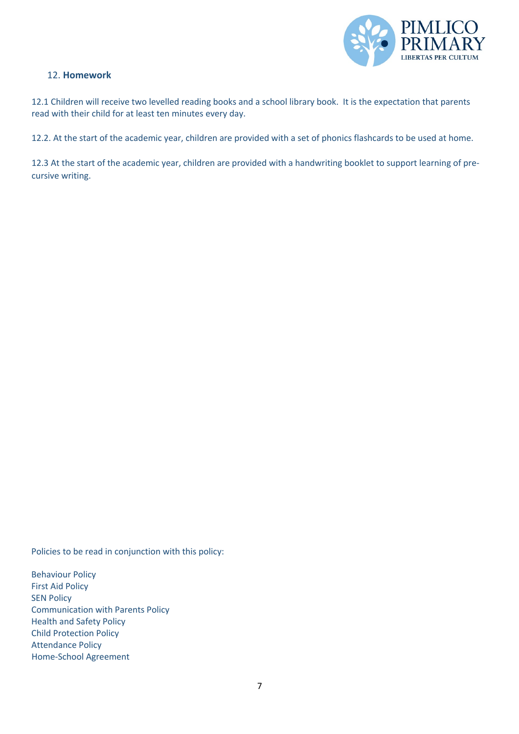## 12. **Homework**

12.1 Children will receive two levelled reading books and a school library book. It is the expectation that parents read with their child for at least ten minutes every day.

12.2. At the start of the academic year, children are provided with a set of phonics flashcards to be used at home.

12.3 At the start of the academic year, children are provided with a handwriting booklet to support learning of pre-cursive writing.

Policies to be read in conjunction with this policy:

Behaviour Policy
First Aid Policy
SEN Policy
Communication with Parents Policy
Health and Safety Policy
Child Protection Policy
Attendance Policy
Home-School Agreement